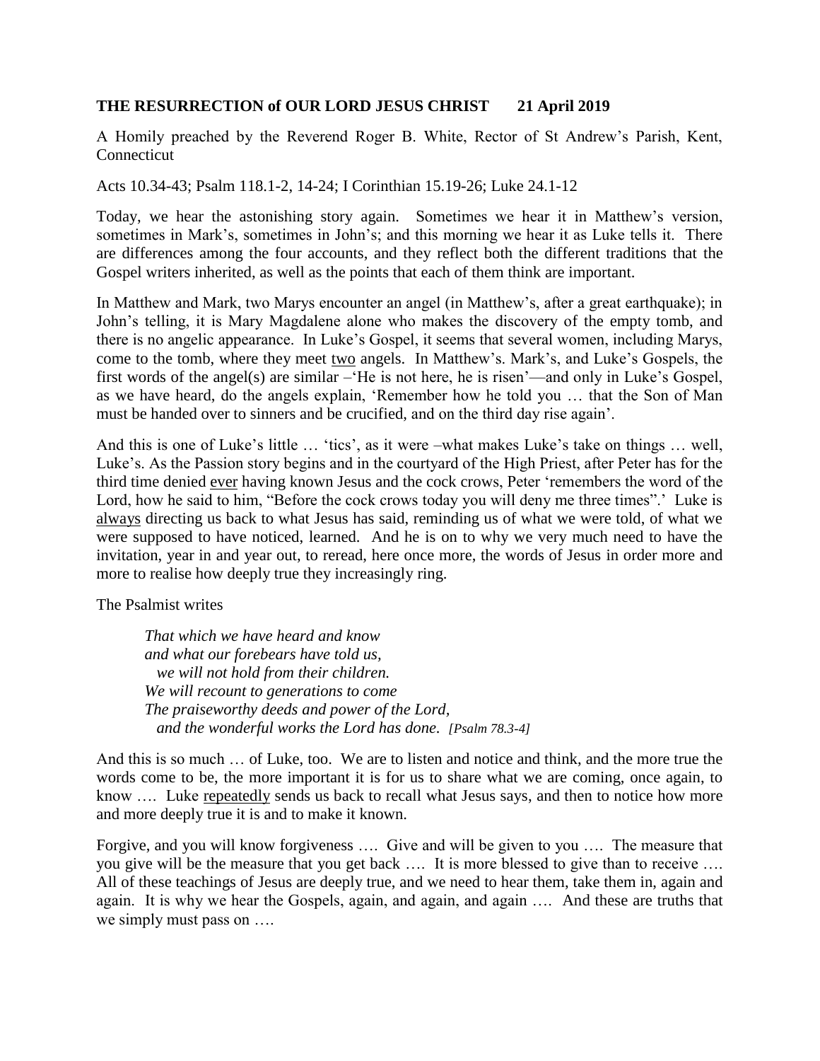**THE RESURRECTION of OUR LORD JESUS CHRIST 21 April 2019**

A Homily preached by the Reverend Roger B. White, Rector of St Andrew's Parish, Kent, Connecticut

Acts 10.34-43; Psalm 118.1-2, 14-24; I Corinthian 15.19-26; Luke 24.1-12

Today, we hear the astonishing story again. Sometimes we hear it in Matthew's version, sometimes in Mark's, sometimes in John's; and this morning we hear it as Luke tells it. There are differences among the four accounts, and they reflect both the different traditions that the Gospel writers inherited, as well as the points that each of them think are important.

In Matthew and Mark, two Marys encounter an angel (in Matthew's, after a great earthquake); in John's telling, it is Mary Magdalene alone who makes the discovery of the empty tomb, and there is no angelic appearance. In Luke's Gospel, it seems that several women, including Marys, come to the tomb, where they meet <u>two</u> angels. In Matthew's. Mark's, and Luke's Gospels, the first words of the angel(s) are similar –'He is not here, he is risen'—and only in Luke's Gospel, as we have heard, do the angels explain, 'Remember how he told you … that the Son of Man must be handed over to sinners and be crucified, and on the third day rise again'.

And this is one of Luke's little … 'tics', as it were –what makes Luke's take on things … well, Luke's. As the Passion story begins and in the courtyard of the High Priest, after Peter has for the third time denied <u>ever</u> having known Jesus and the cock crows, Peter 'remembers the word of the Lord, how he said to him, "Before the cock crows today you will deny me three times".' Luke is <u>always</u> directing us back to what Jesus has said, reminding us of what we were told, of what we were supposed to have noticed, learned. And he is on to why we very much need to have the invitation, year in and year out, to reread, here once more, the words of Jesus in order more and more to realise how deeply true they increasingly ring.

The Psalmist writes

> *That which we have heard and know*
> *and what our forebears have told us,*
> *we will not hold from their children.*
> *We will recount to generations to come*
> *The praiseworthy deeds and power of the Lord,*
> *and the wonderful works the Lord has done.* *[Psalm 78.3-4]*

And this is so much … of Luke, too. We are to listen and notice and think, and the more true the words come to be, the more important it is for us to share what we are coming, once again, to know …. Luke <u>repeatedly</u> sends us back to recall what Jesus says, and then to notice how more and more deeply true it is and to make it known.

Forgive, and you will know forgiveness …. Give and will be given to you …. The measure that you give will be the measure that you get back …. It is more blessed to give than to receive …. All of these teachings of Jesus are deeply true, and we need to hear them, take them in, again and again. It is why we hear the Gospels, again, and again, and again …. And these are truths that we simply must pass on ….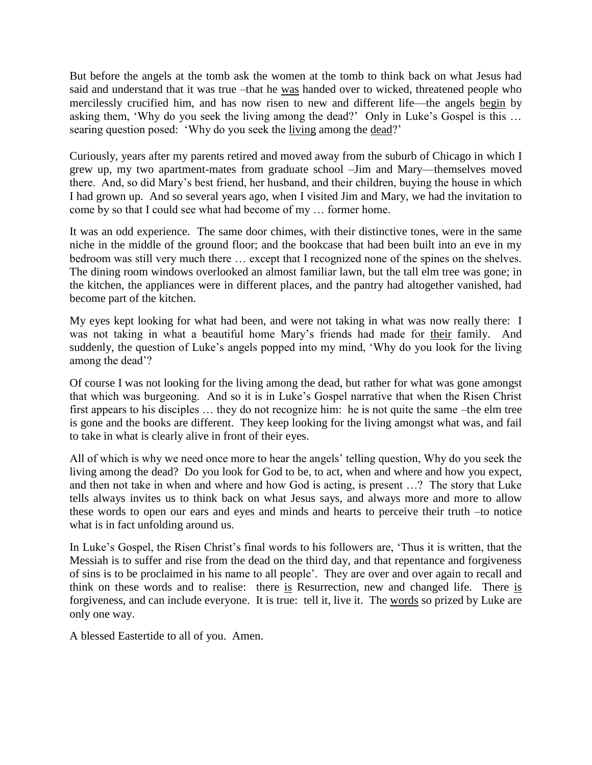But before the angels at the tomb ask the women at the tomb to think back on what Jesus had said and understand that it was true –that he was handed over to wicked, threatened people who mercilessly crucified him, and has now risen to new and different life—the angels begin by asking them, 'Why do you seek the living among the dead?' Only in Luke's Gospel is this … searing question posed: 'Why do you seek the living among the dead?'

Curiously, years after my parents retired and moved away from the suburb of Chicago in which I grew up, my two apartment-mates from graduate school –Jim and Mary—themselves moved there. And, so did Mary's best friend, her husband, and their children, buying the house in which I had grown up. And so several years ago, when I visited Jim and Mary, we had the invitation to come by so that I could see what had become of my … former home.

It was an odd experience. The same door chimes, with their distinctive tones, were in the same niche in the middle of the ground floor; and the bookcase that had been built into an eve in my bedroom was still very much there … except that I recognized none of the spines on the shelves. The dining room windows overlooked an almost familiar lawn, but the tall elm tree was gone; in the kitchen, the appliances were in different places, and the pantry had altogether vanished, had become part of the kitchen.

My eyes kept looking for what had been, and were not taking in what was now really there: I was not taking in what a beautiful home Mary's friends had made for their family. And suddenly, the question of Luke's angels popped into my mind, 'Why do you look for the living among the dead'?

Of course I was not looking for the living among the dead, but rather for what was gone amongst that which was burgeoning. And so it is in Luke's Gospel narrative that when the Risen Christ first appears to his disciples … they do not recognize him: he is not quite the same –the elm tree is gone and the books are different. They keep looking for the living amongst what was, and fail to take in what is clearly alive in front of their eyes.

All of which is why we need once more to hear the angels' telling question, Why do you seek the living among the dead? Do you look for God to be, to act, when and where and how you expect, and then not take in when and where and how God is acting, is present …? The story that Luke tells always invites us to think back on what Jesus says, and always more and more to allow these words to open our ears and eyes and minds and hearts to perceive their truth –to notice what is in fact unfolding around us.

In Luke's Gospel, the Risen Christ's final words to his followers are, 'Thus it is written, that the Messiah is to suffer and rise from the dead on the third day, and that repentance and forgiveness of sins is to be proclaimed in his name to all people'. They are over and over again to recall and think on these words and to realise: there is Resurrection, new and changed life. There is forgiveness, and can include everyone. It is true: tell it, live it. The words so prized by Luke are only one way.

A blessed Eastertide to all of you. Amen.